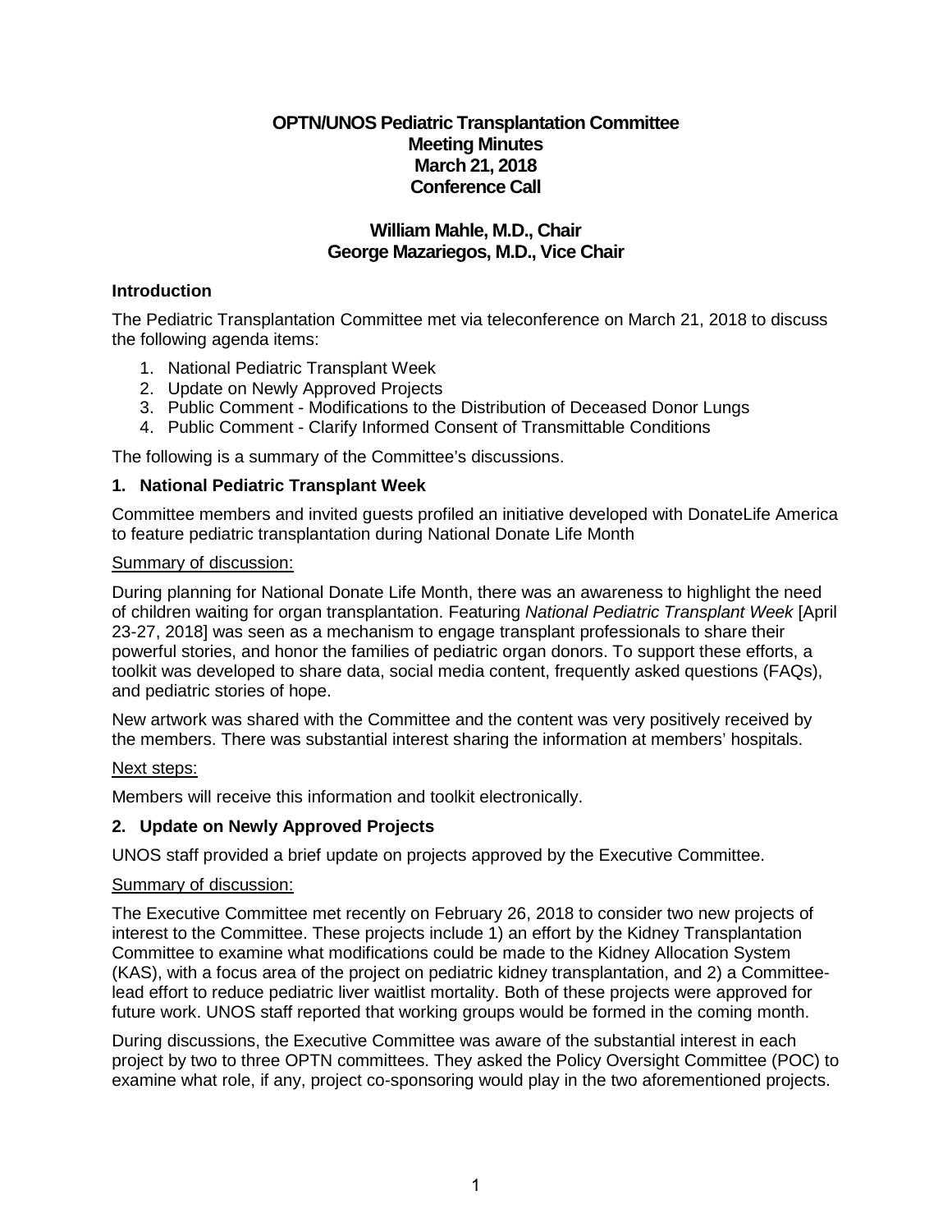# OPTN/UNOS Pediatric Transplantation Committee
# Meeting Minutes
# March 21, 2018
# Conference Call

## William Mahle, M.D., Chair
## George Mazariegos, M.D., Vice Chair

### Introduction

The Pediatric Transplantation Committee met via teleconference on March 21, 2018 to discuss the following agenda items:

1. National Pediatric Transplant Week
2. Update on Newly Approved Projects
3. Public Comment - Modifications to the Distribution of Deceased Donor Lungs
4. Public Comment - Clarify Informed Consent of Transmittable Conditions

The following is a summary of the Committee's discussions.

### 1. National Pediatric Transplant Week

Committee members and invited guests profiled an initiative developed with DonateLife America to feature pediatric transplantation during National Donate Life Month

Summary of discussion:

During planning for National Donate Life Month, there was an awareness to highlight the need of children waiting for organ transplantation. Featuring *National Pediatric Transplant Week* [April 23-27, 2018] was seen as a mechanism to engage transplant professionals to share their powerful stories, and honor the families of pediatric organ donors. To support these efforts, a toolkit was developed to share data, social media content, frequently asked questions (FAQs), and pediatric stories of hope.

New artwork was shared with the Committee and the content was very positively received by the members. There was substantial interest sharing the information at members' hospitals.

Next steps:

Members will receive this information and toolkit electronically.

### 2. Update on Newly Approved Projects

UNOS staff provided a brief update on projects approved by the Executive Committee.

Summary of discussion:

The Executive Committee met recently on February 26, 2018 to consider two new projects of interest to the Committee. These projects include 1) an effort by the Kidney Transplantation Committee to examine what modifications could be made to the Kidney Allocation System (KAS), with a focus area of the project on pediatric kidney transplantation, and 2) a Committee-lead effort to reduce pediatric liver waitlist mortality. Both of these projects were approved for future work. UNOS staff reported that working groups would be formed in the coming month.

During discussions, the Executive Committee was aware of the substantial interest in each project by two to three OPTN committees. They asked the Policy Oversight Committee (POC) to examine what role, if any, project co-sponsoring would play in the two aforementioned projects.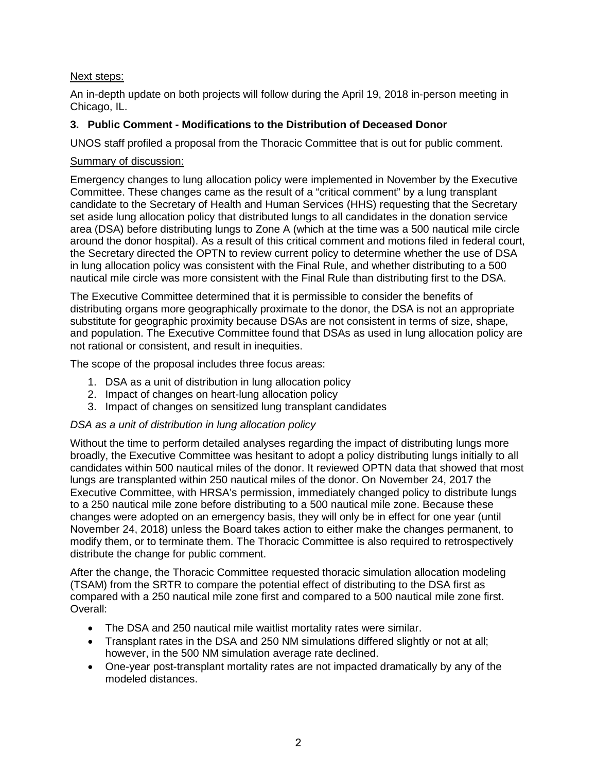Next steps:

An in-depth update on both projects will follow during the April 19, 2018 in-person meeting in Chicago, IL.

**3. Public Comment - Modifications to the Distribution of Deceased Donor**

UNOS staff profiled a proposal from the Thoracic Committee that is out for public comment.

Summary of discussion:

Emergency changes to lung allocation policy were implemented in November by the Executive Committee. These changes came as the result of a "critical comment" by a lung transplant candidate to the Secretary of Health and Human Services (HHS) requesting that the Secretary set aside lung allocation policy that distributed lungs to all candidates in the donation service area (DSA) before distributing lungs to Zone A (which at the time was a 500 nautical mile circle around the donor hospital). As a result of this critical comment and motions filed in federal court, the Secretary directed the OPTN to review current policy to determine whether the use of DSA in lung allocation policy was consistent with the Final Rule, and whether distributing to a 500 nautical mile circle was more consistent with the Final Rule than distributing first to the DSA.

The Executive Committee determined that it is permissible to consider the benefits of distributing organs more geographically proximate to the donor, the DSA is not an appropriate substitute for geographic proximity because DSAs are not consistent in terms of size, shape, and population. The Executive Committee found that DSAs as used in lung allocation policy are not rational or consistent, and result in inequities.

The scope of the proposal includes three focus areas:

1. DSA as a unit of distribution in lung allocation policy
2. Impact of changes on heart-lung allocation policy
3. Impact of changes on sensitized lung transplant candidates

*DSA as a unit of distribution in lung allocation policy*

Without the time to perform detailed analyses regarding the impact of distributing lungs more broadly, the Executive Committee was hesitant to adopt a policy distributing lungs initially to all candidates within 500 nautical miles of the donor. It reviewed OPTN data that showed that most lungs are transplanted within 250 nautical miles of the donor. On November 24, 2017 the Executive Committee, with HRSA's permission, immediately changed policy to distribute lungs to a 250 nautical mile zone before distributing to a 500 nautical mile zone. Because these changes were adopted on an emergency basis, they will only be in effect for one year (until November 24, 2018) unless the Board takes action to either make the changes permanent, to modify them, or to terminate them. The Thoracic Committee is also required to retrospectively distribute the change for public comment.

After the change, the Thoracic Committee requested thoracic simulation allocation modeling (TSAM) from the SRTR to compare the potential effect of distributing to the DSA first as compared with a 250 nautical mile zone first and compared to a 500 nautical mile zone first. Overall:

- The DSA and 250 nautical mile waitlist mortality rates were similar.
- Transplant rates in the DSA and 250 NM simulations differed slightly or not at all; however, in the 500 NM simulation average rate declined.
- One-year post-transplant mortality rates are not impacted dramatically by any of the modeled distances.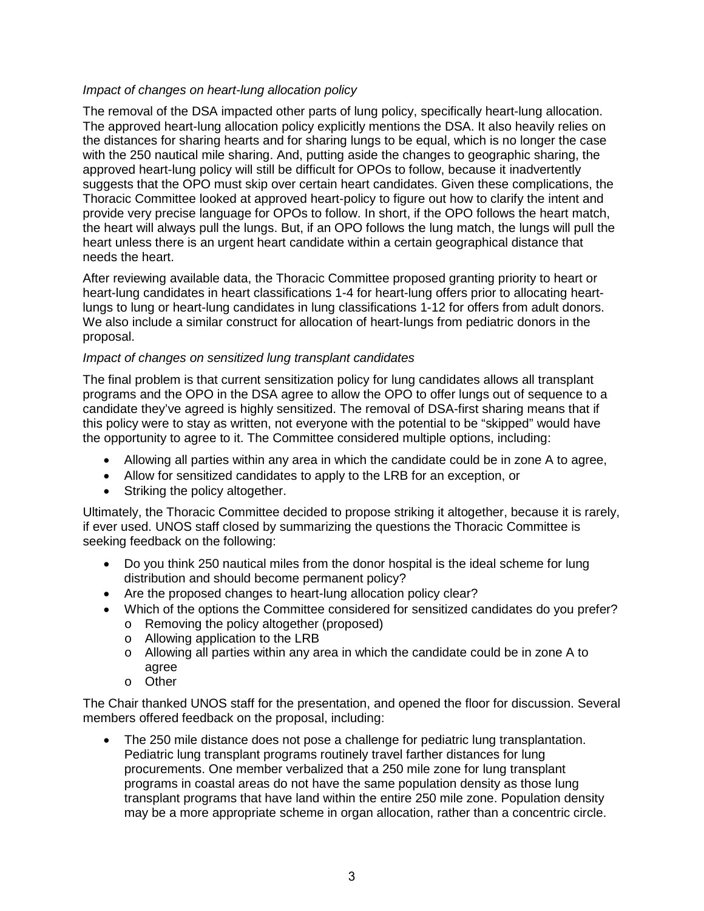*Impact of changes on heart-lung allocation policy*

The removal of the DSA impacted other parts of lung policy, specifically heart-lung allocation. The approved heart-lung allocation policy explicitly mentions the DSA. It also heavily relies on the distances for sharing hearts and for sharing lungs to be equal, which is no longer the case with the 250 nautical mile sharing. And, putting aside the changes to geographic sharing, the approved heart-lung policy will still be difficult for OPOs to follow, because it inadvertently suggests that the OPO must skip over certain heart candidates. Given these complications, the Thoracic Committee looked at approved heart-policy to figure out how to clarify the intent and provide very precise language for OPOs to follow. In short, if the OPO follows the heart match, the heart will always pull the lungs. But, if an OPO follows the lung match, the lungs will pull the heart unless there is an urgent heart candidate within a certain geographical distance that needs the heart.

After reviewing available data, the Thoracic Committee proposed granting priority to heart or heart-lung candidates in heart classifications 1-4 for heart-lung offers prior to allocating heart-lungs to lung or heart-lung candidates in lung classifications 1-12 for offers from adult donors. We also include a similar construct for allocation of heart-lungs from pediatric donors in the proposal.

*Impact of changes on sensitized lung transplant candidates*

The final problem is that current sensitization policy for lung candidates allows all transplant programs and the OPO in the DSA agree to allow the OPO to offer lungs out of sequence to a candidate they've agreed is highly sensitized. The removal of DSA-first sharing means that if this policy were to stay as written, not everyone with the potential to be "skipped" would have the opportunity to agree to it. The Committee considered multiple options, including:

- Allowing all parties within any area in which the candidate could be in zone A to agree,
- Allow for sensitized candidates to apply to the LRB for an exception, or
- Striking the policy altogether.

Ultimately, the Thoracic Committee decided to propose striking it altogether, because it is rarely, if ever used. UNOS staff closed by summarizing the questions the Thoracic Committee is seeking feedback on the following:

- Do you think 250 nautical miles from the donor hospital is the ideal scheme for lung distribution and should become permanent policy?
- Are the proposed changes to heart-lung allocation policy clear?
- Which of the options the Committee considered for sensitized candidates do you prefer?
  - Removing the policy altogether (proposed)
  - Allowing application to the LRB
  - Allowing all parties within any area in which the candidate could be in zone A to agree
  - Other

The Chair thanked UNOS staff for the presentation, and opened the floor for discussion. Several members offered feedback on the proposal, including:

- The 250 mile distance does not pose a challenge for pediatric lung transplantation. Pediatric lung transplant programs routinely travel farther distances for lung procurements. One member verbalized that a 250 mile zone for lung transplant programs in coastal areas do not have the same population density as those lung transplant programs that have land within the entire 250 mile zone. Population density may be a more appropriate scheme in organ allocation, rather than a concentric circle.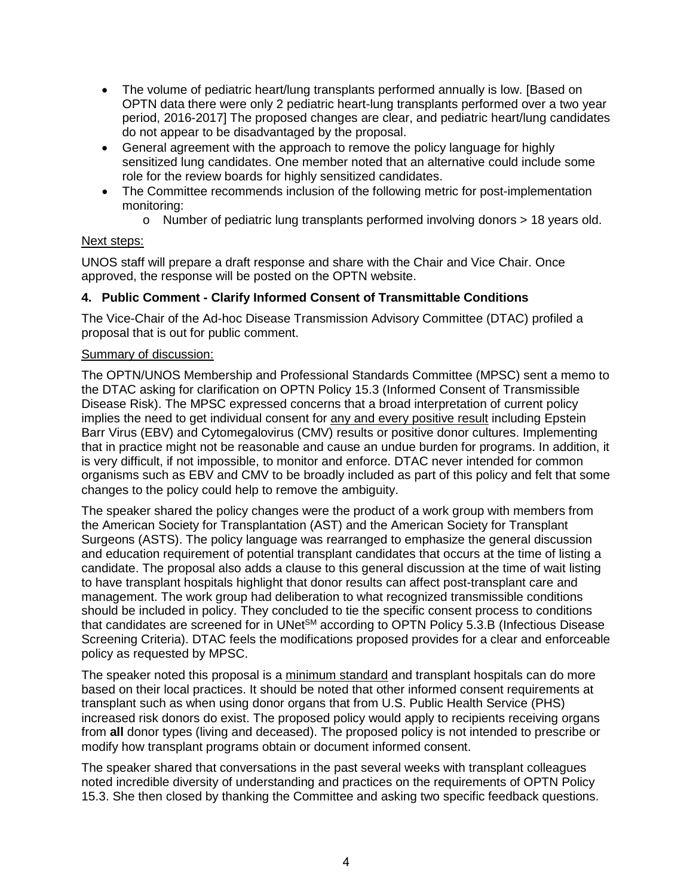- The volume of pediatric heart/lung transplants performed annually is low. [Based on OPTN data there were only 2 pediatric heart-lung transplants performed over a two year period, 2016-2017] The proposed changes are clear, and pediatric heart/lung candidates do not appear to be disadvantaged by the proposal.
- General agreement with the approach to remove the policy language for highly sensitized lung candidates. One member noted that an alternative could include some role for the review boards for highly sensitized candidates.
- The Committee recommends inclusion of the following metric for post-implementation monitoring:
  - Number of pediatric lung transplants performed involving donors > 18 years old.

Next steps:

UNOS staff will prepare a draft response and share with the Chair and Vice Chair. Once approved, the response will be posted on the OPTN website.

**4. Public Comment - Clarify Informed Consent of Transmittable Conditions**

The Vice-Chair of the Ad-hoc Disease Transmission Advisory Committee (DTAC) profiled a proposal that is out for public comment.

Summary of discussion:

The OPTN/UNOS Membership and Professional Standards Committee (MPSC) sent a memo to the DTAC asking for clarification on OPTN Policy 15.3 (Informed Consent of Transmissible Disease Risk). The MPSC expressed concerns that a broad interpretation of current policy implies the need to get individual consent for any and every positive result including Epstein Barr Virus (EBV) and Cytomegalovirus (CMV) results or positive donor cultures. Implementing that in practice might not be reasonable and cause an undue burden for programs. In addition, it is very difficult, if not impossible, to monitor and enforce. DTAC never intended for common organisms such as EBV and CMV to be broadly included as part of this policy and felt that some changes to the policy could help to remove the ambiguity.

The speaker shared the policy changes were the product of a work group with members from the American Society for Transplantation (AST) and the American Society for Transplant Surgeons (ASTS). The policy language was rearranged to emphasize the general discussion and education requirement of potential transplant candidates that occurs at the time of listing a candidate. The proposal also adds a clause to this general discussion at the time of wait listing to have transplant hospitals highlight that donor results can affect post-transplant care and management. The work group had deliberation to what recognized transmissible conditions should be included in policy. They concluded to tie the specific consent process to conditions that candidates are screened for in UNet℠ according to OPTN Policy 5.3.B (Infectious Disease Screening Criteria). DTAC feels the modifications proposed provides for a clear and enforceable policy as requested by MPSC.

The speaker noted this proposal is a minimum standard and transplant hospitals can do more based on their local practices. It should be noted that other informed consent requirements at transplant such as when using donor organs that from U.S. Public Health Service (PHS) increased risk donors do exist. The proposed policy would apply to recipients receiving organs from **all** donor types (living and deceased). The proposed policy is not intended to prescribe or modify how transplant programs obtain or document informed consent.

The speaker shared that conversations in the past several weeks with transplant colleagues noted incredible diversity of understanding and practices on the requirements of OPTN Policy 15.3. She then closed by thanking the Committee and asking two specific feedback questions.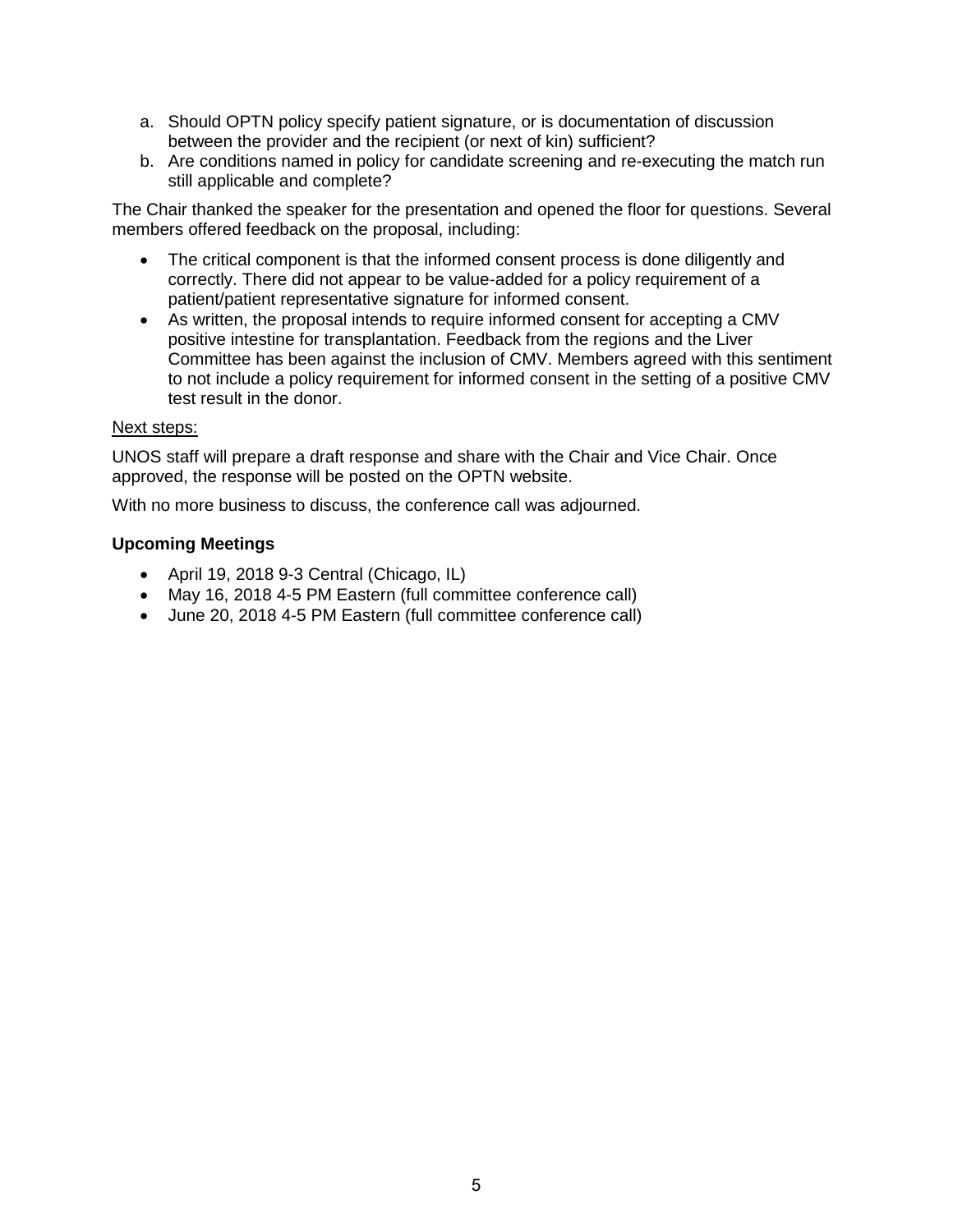a. Should OPTN policy specify patient signature, or is documentation of discussion between the provider and the recipient (or next of kin) sufficient?
b. Are conditions named in policy for candidate screening and re-executing the match run still applicable and complete?

The Chair thanked the speaker for the presentation and opened the floor for questions. Several members offered feedback on the proposal, including:

- The critical component is that the informed consent process is done diligently and correctly. There did not appear to be value-added for a policy requirement of a patient/patient representative signature for informed consent.
- As written, the proposal intends to require informed consent for accepting a CMV positive intestine for transplantation. Feedback from the regions and the Liver Committee has been against the inclusion of CMV. Members agreed with this sentiment to not include a policy requirement for informed consent in the setting of a positive CMV test result in the donor.

Next steps:

UNOS staff will prepare a draft response and share with the Chair and Vice Chair. Once approved, the response will be posted on the OPTN website.

With no more business to discuss, the conference call was adjourned.

**Upcoming Meetings**

- April 19, 2018 9-3 Central (Chicago, IL)
- May 16, 2018 4-5 PM Eastern (full committee conference call)
- June 20, 2018 4-5 PM Eastern (full committee conference call)